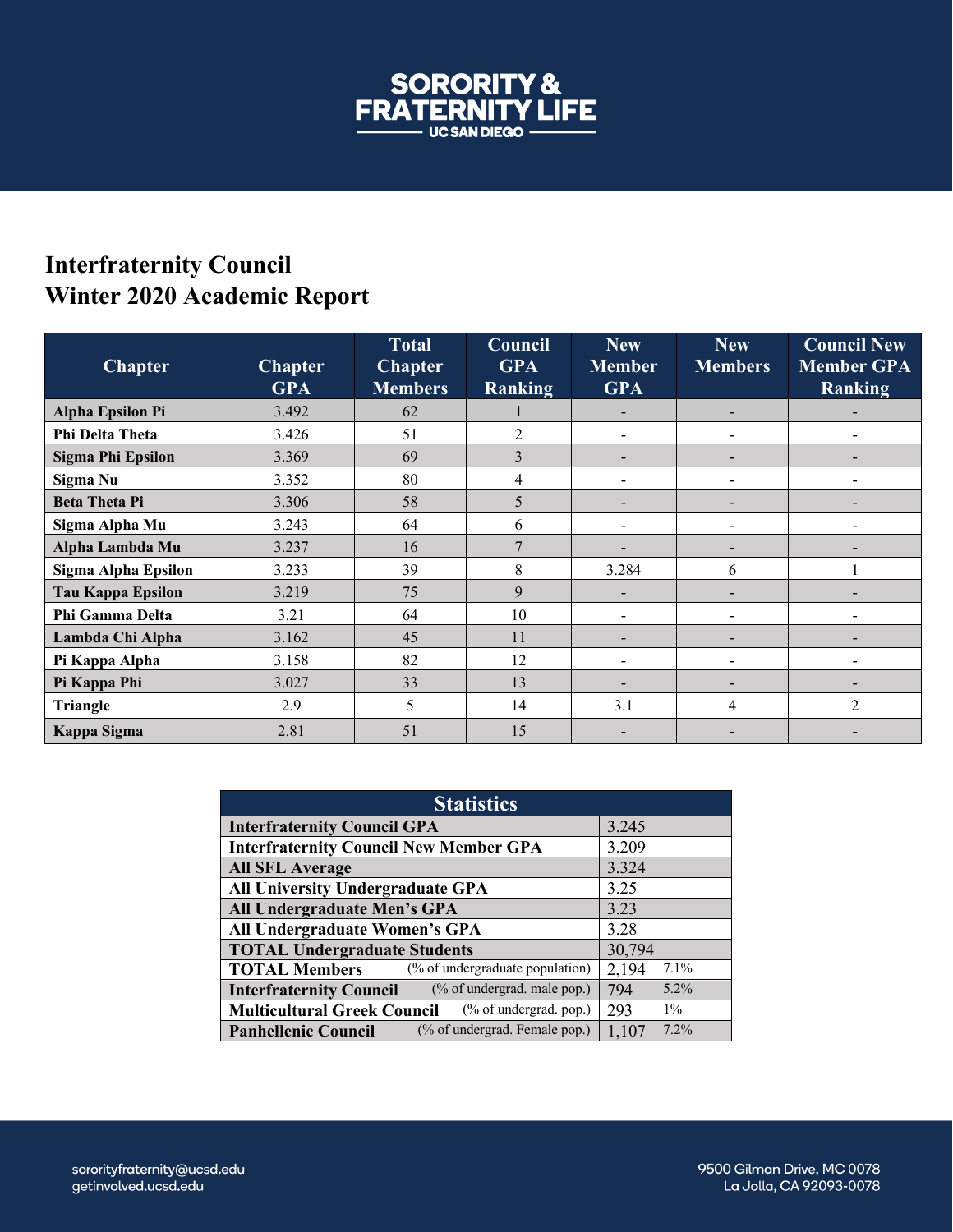SORORITY & FRATERNITY LIFE

UC SAN DIEGO

# Interfraternity Council
# Winter 2020 Academic Report

| Chapter | Chapter GPA | Total Chapter Members | Council GPA Ranking | New Member GPA | New Members | Council New Member GPA Ranking |
|---|---|---|---|---|---|---|
| Alpha Epsilon Pi | 3.492 | 62 | 1 | - | - | - |
| Phi Delta Theta | 3.426 | 51 | 2 | - | - | - |
| Sigma Phi Epsilon | 3.369 | 69 | 3 | - | - | - |
| Sigma Nu | 3.352 | 80 | 4 | - | - | - |
| Beta Theta Pi | 3.306 | 58 | 5 | - | - | - |
| Sigma Alpha Mu | 3.243 | 64 | 6 | - | - | - |
| Alpha Lambda Mu | 3.237 | 16 | 7 | - | - | - |
| Sigma Alpha Epsilon | 3.233 | 39 | 8 | 3.284 | 6 | 1 |
| Tau Kappa Epsilon | 3.219 | 75 | 9 | - | - | - |
| Phi Gamma Delta | 3.21 | 64 | 10 | - | - | - |
| Lambda Chi Alpha | 3.162 | 45 | 11 | - | - | - |
| Pi Kappa Alpha | 3.158 | 82 | 12 | - | - | - |
| Pi Kappa Phi | 3.027 | 33 | 13 | - | - | - |
| Triangle | 2.9 | 5 | 14 | 3.1 | 4 | 2 |
| Kappa Sigma | 2.81 | 51 | 15 | - | - | - |

| Statistics | | |
|---|---|---|
| Interfraternity Council GPA | 3.245 | |
| Interfraternity Council New Member GPA | 3.209 | |
| All SFL Average | 3.324 | |
| All University Undergraduate GPA | 3.25 | |
| All Undergraduate Men's GPA | 3.23 | |
| All Undergraduate Women's GPA | 3.28 | |
| TOTAL Undergraduate Students | 30,794 | |
| TOTAL Members (% of undergraduate population) | 2,194 | 7.1% |
| Interfraternity Council (% of undergrad. male pop.) | 794 | 5.2% |
| Multicultural Greek Council (% of undergrad. pop.) | 293 | 1% |
| Panhellenic Council (% of undergrad. Female pop.) | 1,107 | 7.2% |

sororityfraternity@ucsd.edu
getinvolved.ucsd.edu

9500 Gilman Drive, MC 0078
La Jolla, CA 92093-0078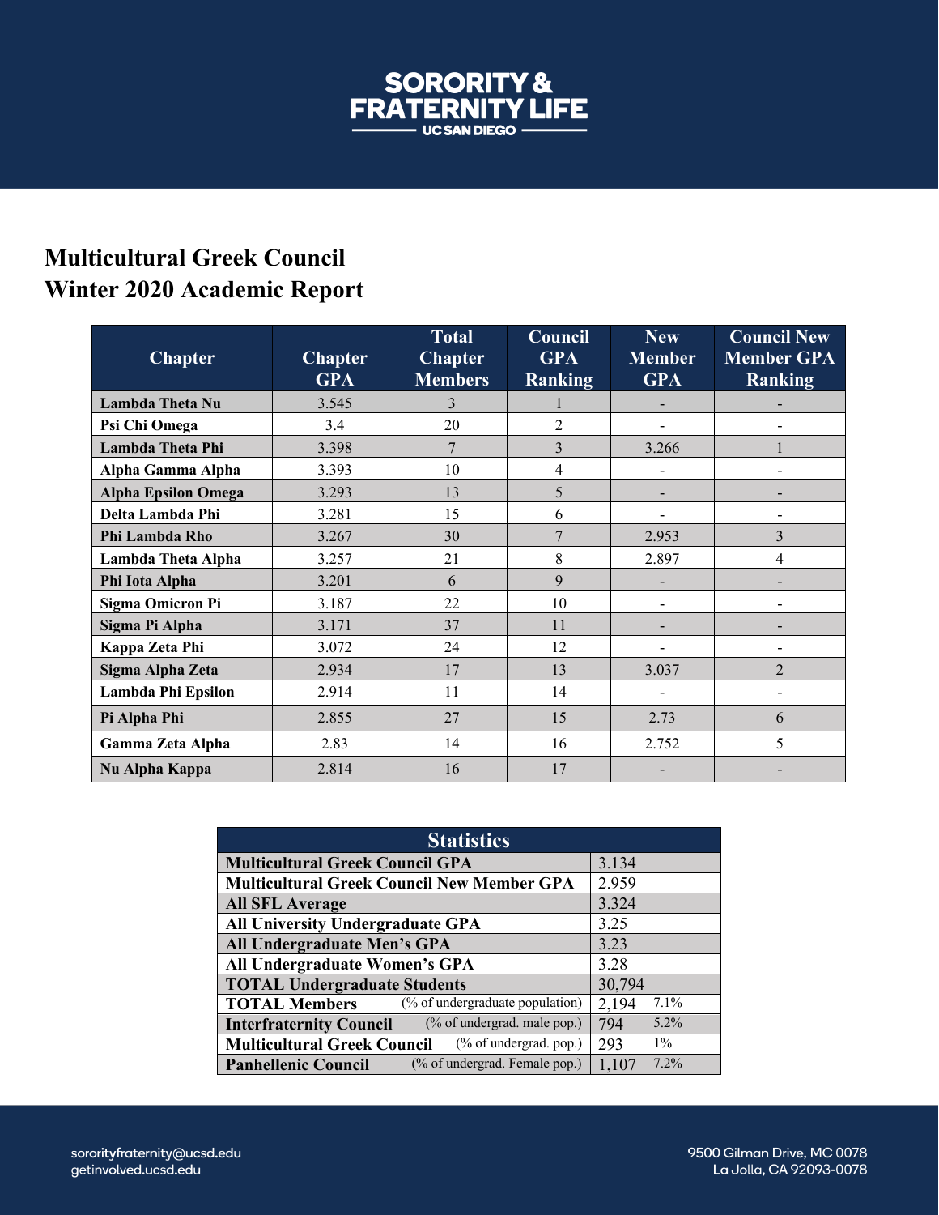# SORORITY & FRATERNITY LIFE

UC SAN DIEGO

## Multicultural Greek Council
## Winter 2020 Academic Report

| Chapter | Chapter GPA | Total Chapter Members | Council GPA Ranking | New Member GPA | Council New Member GPA Ranking |
|---|---|---|---|---|---|
| **Lambda Theta Nu** | 3.545 | 3 | 1 | - | - |
| **Psi Chi Omega** | 3.4 | 20 | 2 | - | - |
| **Lambda Theta Phi** | 3.398 | 7 | 3 | 3.266 | 1 |
| **Alpha Gamma Alpha** | 3.393 | 10 | 4 | - | - |
| **Alpha Epsilon Omega** | 3.293 | 13 | 5 | - | - |
| **Delta Lambda Phi** | 3.281 | 15 | 6 | - | - |
| **Phi Lambda Rho** | 3.267 | 30 | 7 | 2.953 | 3 |
| **Lambda Theta Alpha** | 3.257 | 21 | 8 | 2.897 | 4 |
| **Phi Iota Alpha** | 3.201 | 6 | 9 | - | - |
| **Sigma Omicron Pi** | 3.187 | 22 | 10 | - | - |
| **Sigma Pi Alpha** | 3.171 | 37 | 11 | - | - |
| **Kappa Zeta Phi** | 3.072 | 24 | 12 | - | - |
| **Sigma Alpha Zeta** | 2.934 | 17 | 13 | 3.037 | 2 |
| **Lambda Phi Epsilon** | 2.914 | 11 | 14 | - | - |
| **Pi Alpha Phi** | 2.855 | 27 | 15 | 2.73 | 6 |
| **Gamma Zeta Alpha** | 2.83 | 14 | 16 | 2.752 | 5 |
| **Nu Alpha Kappa** | 2.814 | 16 | 17 | - | - |

| Statistics | | |
|---|---|---|
| **Multicultural Greek Council GPA** | 3.134 | |
| **Multicultural Greek Council New Member GPA** | 2.959 | |
| **All SFL Average** | 3.324 | |
| **All University Undergraduate GPA** | 3.25 | |
| **All Undergraduate Men's GPA** | 3.23 | |
| **All Undergraduate Women's GPA** | 3.28 | |
| **TOTAL Undergraduate Students** | 30,794 | |
| **TOTAL Members** (% of undergraduate population) | 2,194 | 7.1% |
| **Interfraternity Council** (% of undergrad. male pop.) | 794 | 5.2% |
| **Multicultural Greek Council** (% of undergrad. pop.) | 293 | 1% |
| **Panhellenic Council** (% of undergrad. Female pop.) | 1,107 | 7.2% |

sororityfraternity@ucsd.edu
getinvolved.ucsd.edu

9500 Gilman Drive, MC 0078
La Jolla, CA 92093-0078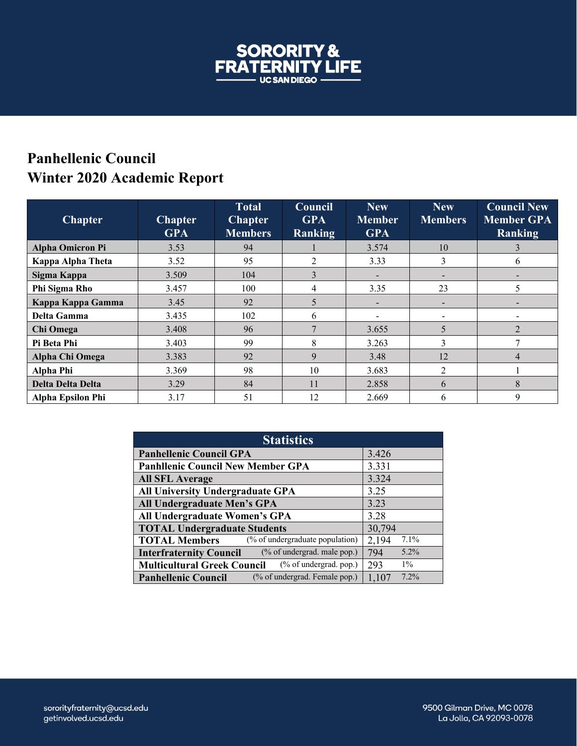# SORORITY & FRATERNITY LIFE

UC SAN DIEGO

## Panhellenic Council
## Winter 2020 Academic Report

| Chapter | Chapter GPA | Total Chapter Members | Council GPA Ranking | New Member GPA | New Members | Council New Member GPA Ranking |
|---|---|---|---|---|---|---|
| Alpha Omicron Pi | 3.53 | 94 | 1 | 3.574 | 10 | 3 |
| Kappa Alpha Theta | 3.52 | 95 | 2 | 3.33 | 3 | 6 |
| Sigma Kappa | 3.509 | 104 | 3 | - | - | - |
| Phi Sigma Rho | 3.457 | 100 | 4 | 3.35 | 23 | 5 |
| Kappa Kappa Gamma | 3.45 | 92 | 5 | - | - | - |
| Delta Gamma | 3.435 | 102 | 6 | - | - | - |
| Chi Omega | 3.408 | 96 | 7 | 3.655 | 5 | 2 |
| Pi Beta Phi | 3.403 | 99 | 8 | 3.263 | 3 | 7 |
| Alpha Chi Omega | 3.383 | 92 | 9 | 3.48 | 12 | 4 |
| Alpha Phi | 3.369 | 98 | 10 | 3.683 | 2 | 1 |
| Delta Delta Delta | 3.29 | 84 | 11 | 2.858 | 6 | 8 |
| Alpha Epsilon Phi | 3.17 | 51 | 12 | 2.669 | 6 | 9 |

| Statistics | | |
|---|---|---|
| Panhellenic Council GPA | 3.426 | |
| Panhllenic Council New Member GPA | 3.331 | |
| All SFL Average | 3.324 | |
| All University Undergraduate GPA | 3.25 | |
| All Undergraduate Men's GPA | 3.23 | |
| All Undergraduate Women's GPA | 3.28 | |
| TOTAL Undergraduate Students | 30,794 | |
| TOTAL Members (% of undergraduate population) | 2,194 | 7.1% |
| Interfraternity Council (% of undergrad. male pop.) | 794 | 5.2% |
| Multicultural Greek Council (% of undergrad. pop.) | 293 | 1% |
| Panhellenic Council (% of undergrad. Female pop.) | 1,107 | 7.2% |

sororityfraternity@ucsd.edu
getinvolved.ucsd.edu

9500 Gilman Drive, MC 0078
La Jolla, CA 92093-0078